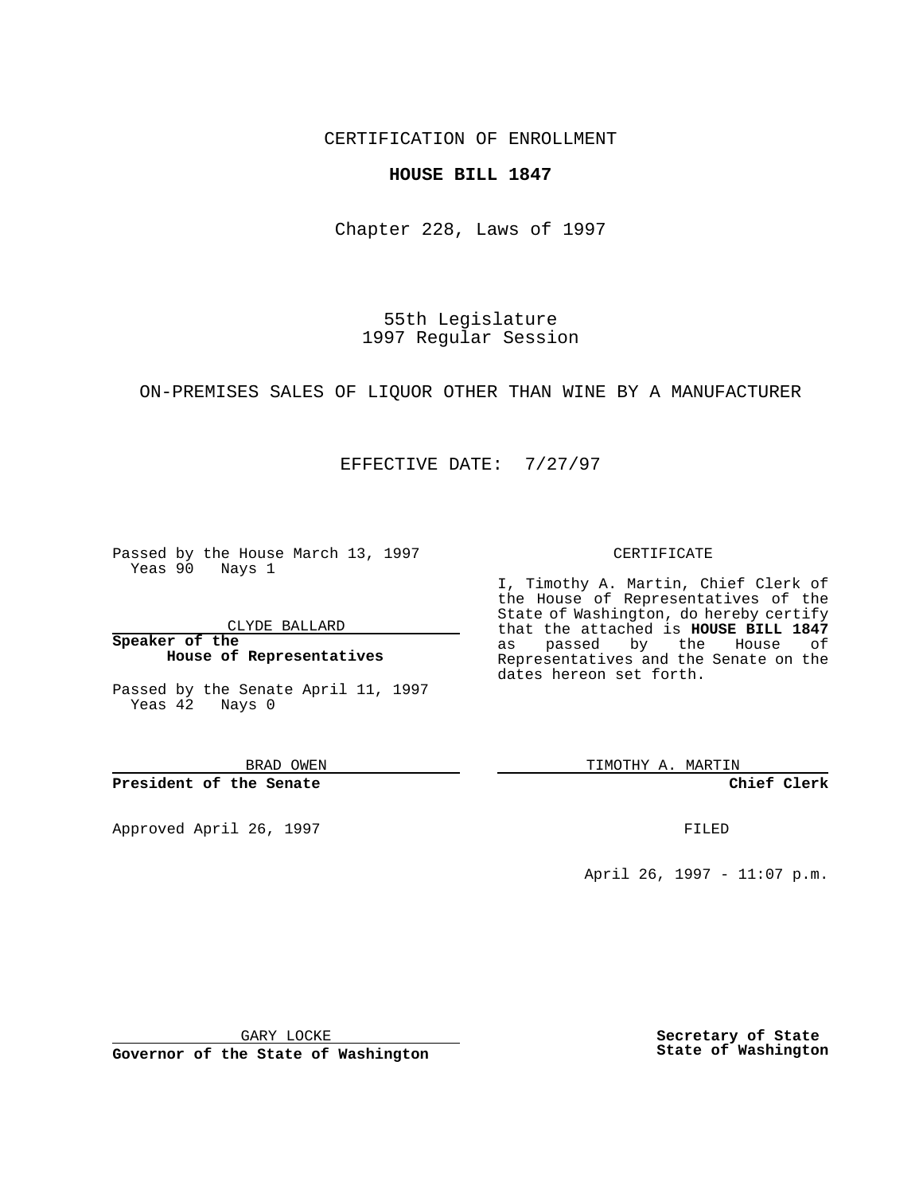CERTIFICATION OF ENROLLMENT

**HOUSE BILL 1847**

Chapter 228, Laws of 1997

55th Legislature
1997 Regular Session

ON-PREMISES SALES OF LIQUOR OTHER THAN WINE BY A MANUFACTURER

EFFECTIVE DATE: 7/27/97

Passed by the House March 13, 1997
Yeas 90 Nays 1

CLYDE BALLARD

**Speaker of the House of Representatives**

Passed by the Senate April 11, 1997
Yeas 42 Nays 0

BRAD OWEN

**President of the Senate**

Approved April 26, 1997

GARY LOCKE

**Governor of the State of Washington**

CERTIFICATE

I, Timothy A. Martin, Chief Clerk of the House of Representatives of the State of Washington, do hereby certify that the attached is **HOUSE BILL 1847** as passed by the House of Representatives and the Senate on the dates hereon set forth.

TIMOTHY A. MARTIN

**Chief Clerk**

FILED

April 26, 1997 - 11:07 p.m.

**Secretary of State State of Washington**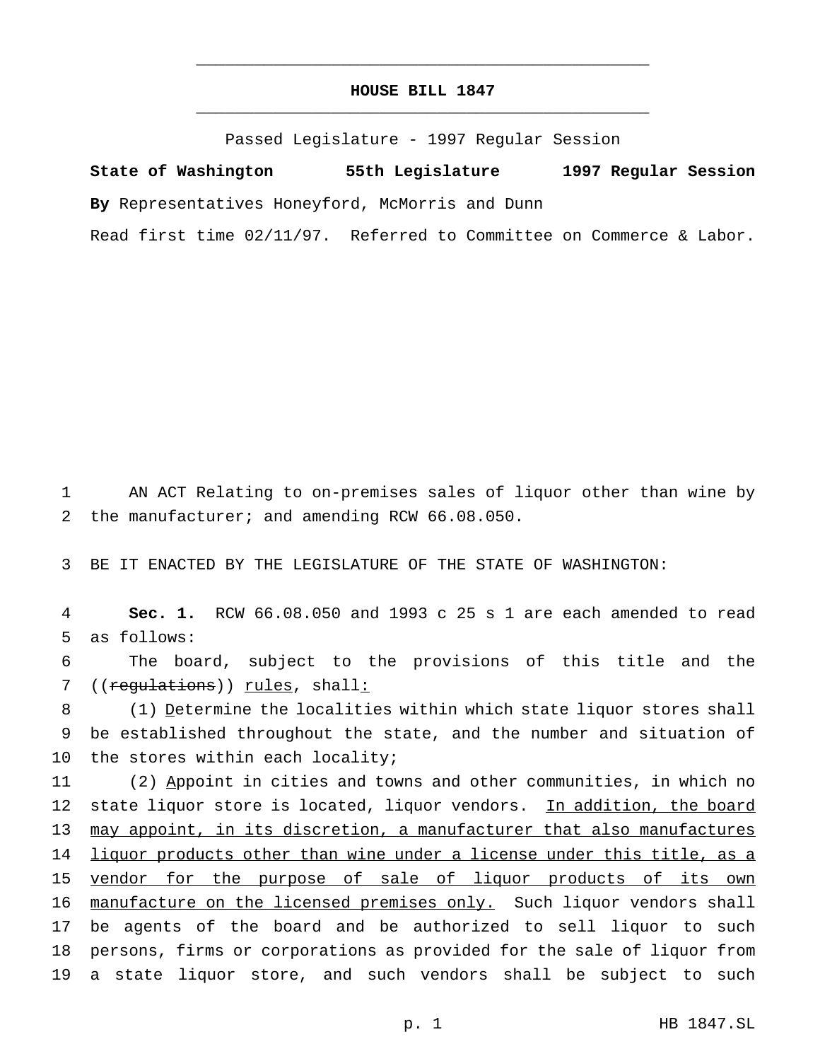# HOUSE BILL 1847

Passed Legislature - 1997 Regular Session

**State of Washington 55th Legislature 1997 Regular Session**

**By** Representatives Honeyford, McMorris and Dunn

Read first time 02/11/97. Referred to Committee on Commerce & Labor.

AN ACT Relating to on-premises sales of liquor other than wine by the manufacturer; and amending RCW 66.08.050.

BE IT ENACTED BY THE LEGISLATURE OF THE STATE OF WASHINGTON:

**Sec. 1.** RCW 66.08.050 and 1993 c 25 s 1 are each amended to read as follows:

The board, subject to the provisions of this title and the ((~~regulations~~)) <u>rules</u>, shall<u>:</u>

(1) <u>D</u>etermine the localities within which state liquor stores shall be established throughout the state, and the number and situation of the stores within each locality;

(2) <u>A</u>ppoint in cities and towns and other communities, in which no state liquor store is located, liquor vendors. <u>In addition, the board may appoint, in its discretion, a manufacturer that also manufactures liquor products other than wine under a license under this title, as a vendor for the purpose of sale of liquor products of its own manufacture on the licensed premises only.</u> Such liquor vendors shall be agents of the board and be authorized to sell liquor to such persons, firms or corporations as provided for the sale of liquor from a state liquor store, and such vendors shall be subject to such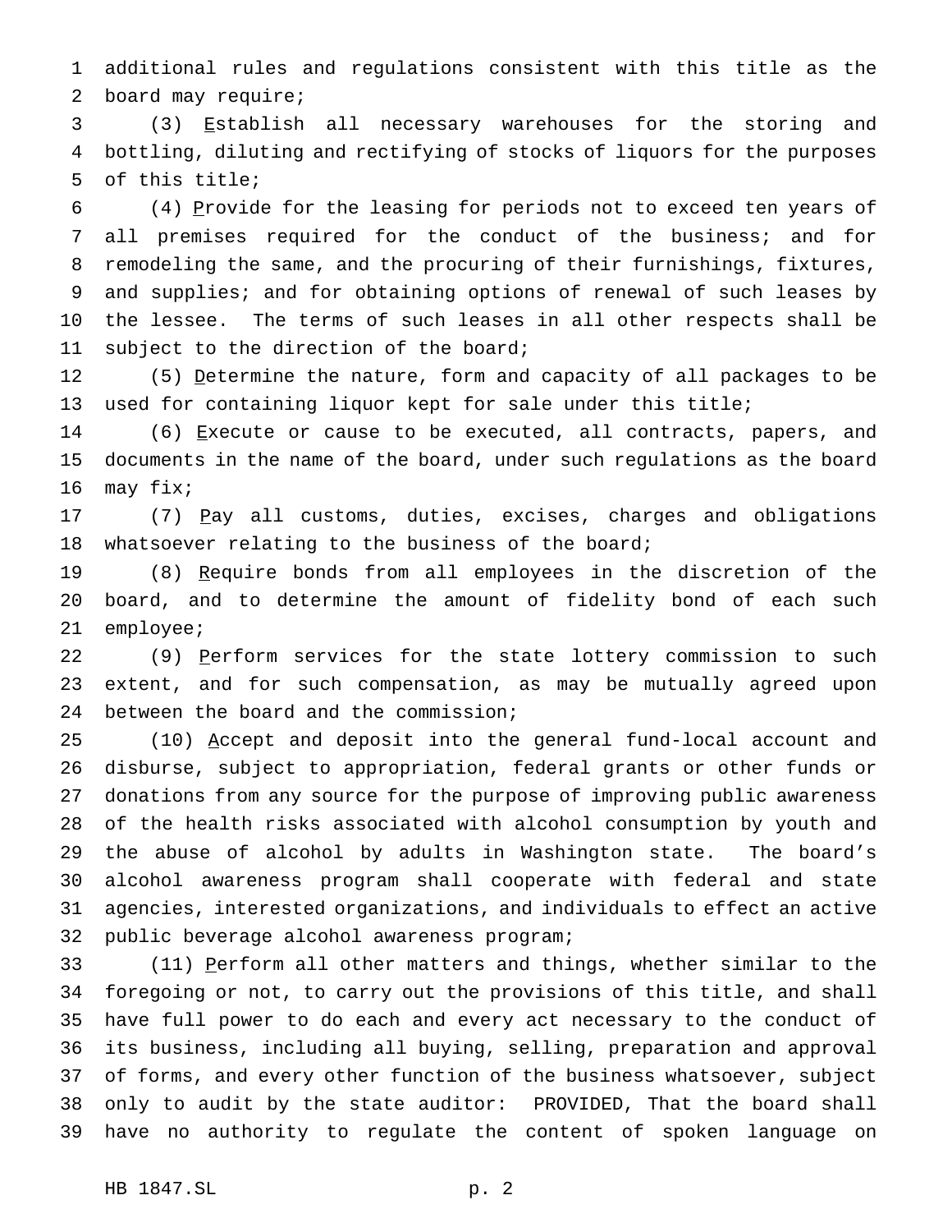additional rules and regulations consistent with this title as the board may require;

(3) Establish all necessary warehouses for the storing and bottling, diluting and rectifying of stocks of liquors for the purposes of this title;

(4) Provide for the leasing for periods not to exceed ten years of all premises required for the conduct of the business; and for remodeling the same, and the procuring of their furnishings, fixtures, and supplies; and for obtaining options of renewal of such leases by the lessee. The terms of such leases in all other respects shall be subject to the direction of the board;

(5) Determine the nature, form and capacity of all packages to be used for containing liquor kept for sale under this title;

(6) Execute or cause to be executed, all contracts, papers, and documents in the name of the board, under such regulations as the board may fix;

(7) Pay all customs, duties, excises, charges and obligations whatsoever relating to the business of the board;

(8) Require bonds from all employees in the discretion of the board, and to determine the amount of fidelity bond of each such employee;

(9) Perform services for the state lottery commission to such extent, and for such compensation, as may be mutually agreed upon between the board and the commission;

(10) Accept and deposit into the general fund-local account and disburse, subject to appropriation, federal grants or other funds or donations from any source for the purpose of improving public awareness of the health risks associated with alcohol consumption by youth and the abuse of alcohol by adults in Washington state. The board's alcohol awareness program shall cooperate with federal and state agencies, interested organizations, and individuals to effect an active public beverage alcohol awareness program;

(11) Perform all other matters and things, whether similar to the foregoing or not, to carry out the provisions of this title, and shall have full power to do each and every act necessary to the conduct of its business, including all buying, selling, preparation and approval of forms, and every other function of the business whatsoever, subject only to audit by the state auditor: PROVIDED, That the board shall have no authority to regulate the content of spoken language on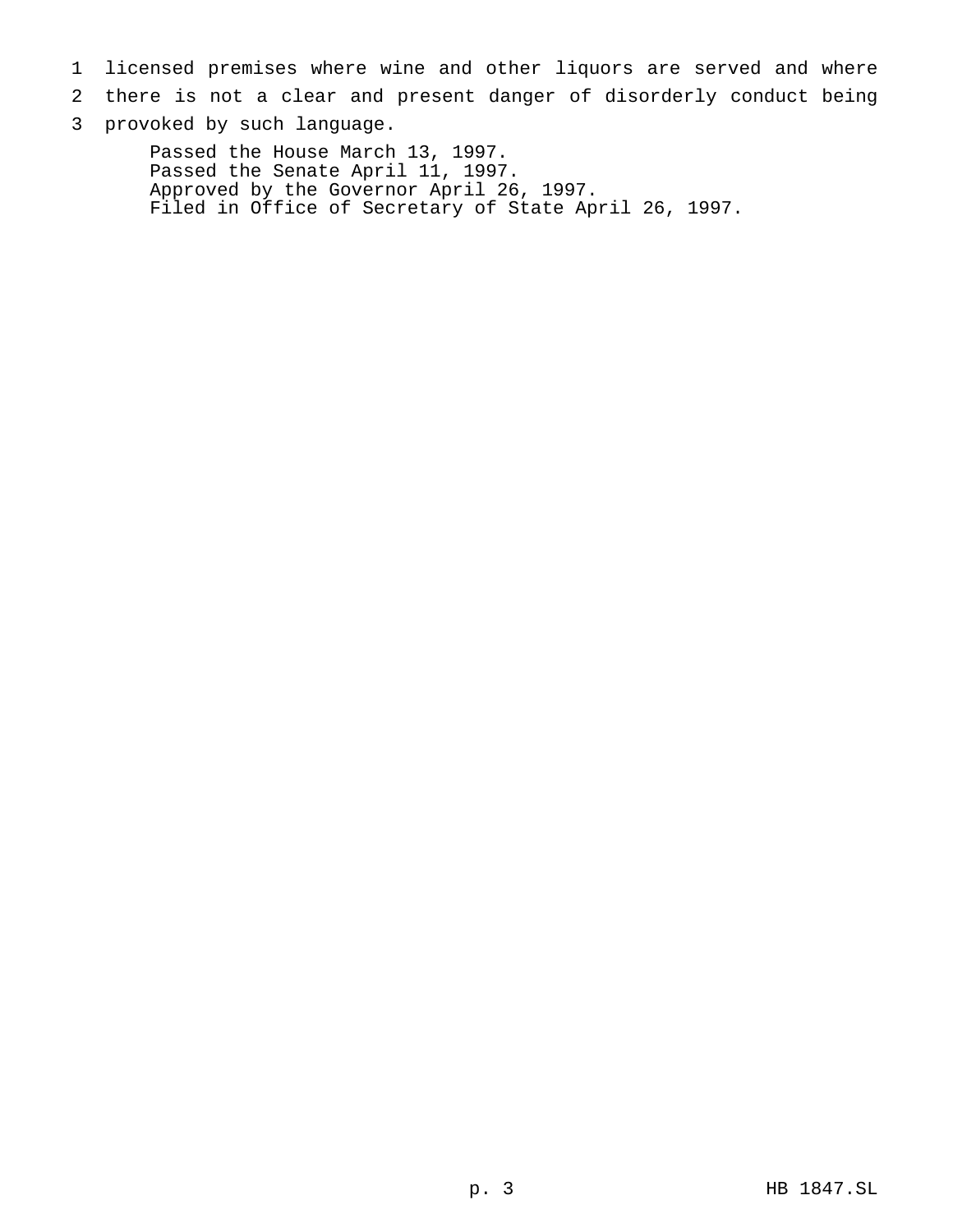licensed premises where wine and other liquors are served and where there is not a clear and present danger of disorderly conduct being provoked by such language.

Passed the House March 13, 1997.
Passed the Senate April 11, 1997.
Approved by the Governor April 26, 1997.
Filed in Office of Secretary of State April 26, 1997.